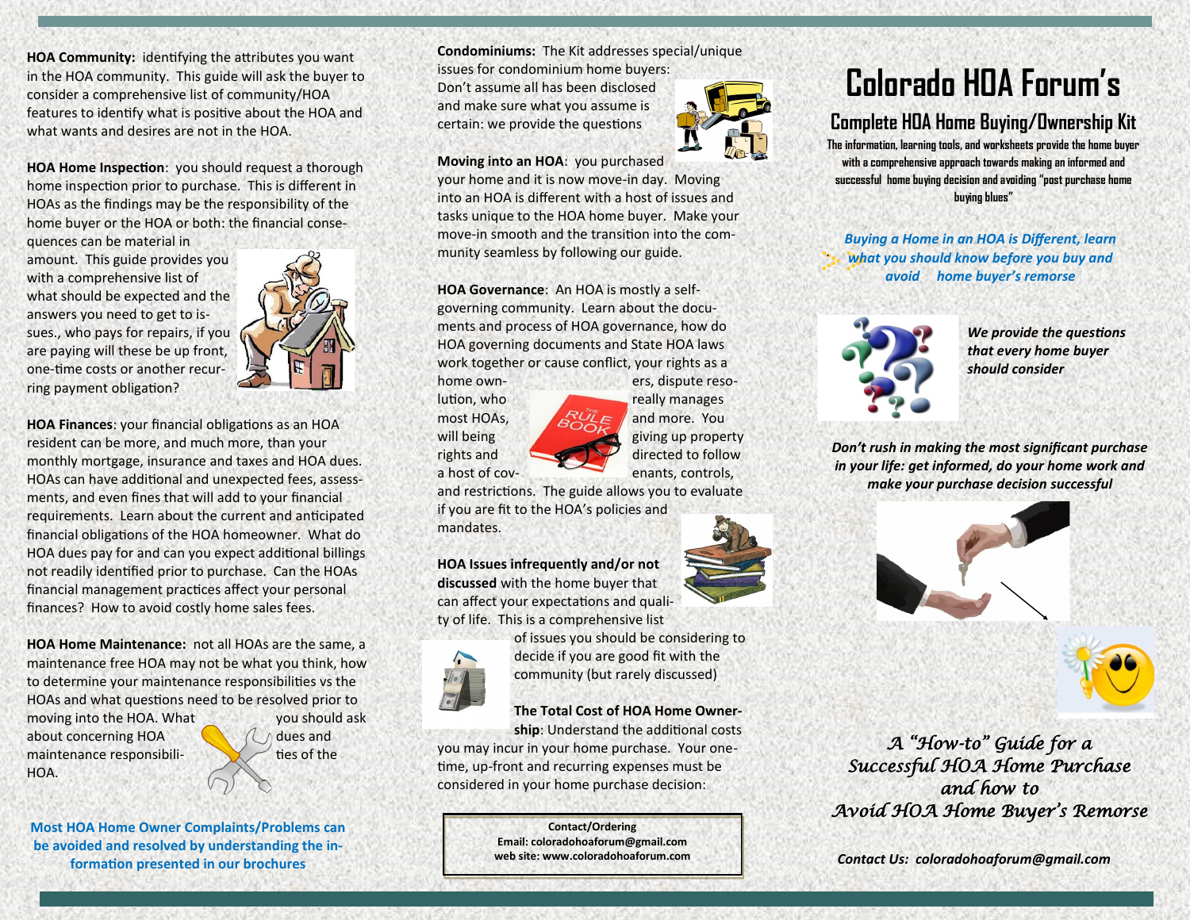**HOA Community:** identifying the attributes you want in the HOA community. This guide will ask the buyer to consider a comprehensive list of community/HOA features to identify what is positive about the HOA and what wants and desires are not in the HOA.

**HOA Home Inspection**: you should request a thorough home inspection prior to purchase. This is different in HOAs as the findings may be the responsibility of the home buyer or the HOA or both: the financial consequences can be material in amount. This guide provides you with a comprehensive list of what should be expected and the answers you need to get to issues., who pays for repairs, if you are paying will these be up front, one-time costs or another recurring payment obligation?

**HOA Finances**: your financial obligations as an HOA resident can be more, and much more, than your monthly mortgage, insurance and taxes and HOA dues. HOAs can have additional and unexpected fees, assessments, and even fines that will add to your financial requirements. Learn about the current and anticipated financial obligations of the HOA homeowner. What do HOA dues pay for and can you expect additional billings not readily identified prior to purchase. Can the HOAs financial management practices affect your personal finances? How to avoid costly home sales fees.

**HOA Home Maintenance:** not all HOAs are the same, a maintenance free HOA may not be what you think, how to determine your maintenance responsibilities vs the HOAs and what questions need to be resolved prior to moving into the HOA. What you should ask about concerning HOA dues and maintenance responsibilities of the HOA.

**Most HOA Home Owner Complaints/Problems can be avoided and resolved by understanding the information presented in our brochures**

**Condominiums:** The Kit addresses special/unique issues for condominium home buyers: Don't assume all has been disclosed and make sure what you assume is certain: we provide the questions

**Moving into an HOA**: you purchased your home and it is now move-in day. Moving into an HOA is different with a host of issues and tasks unique to the HOA home buyer. Make your move-in smooth and the transition into the community seamless by following our guide.

**HOA Governance**: An HOA is mostly a self-governing community. Learn about the documents and process of HOA governance, how do HOA governing documents and State HOA laws work together or cause conflict, your rights as a home owners, dispute resolution, who really manages most HOAs, and more. You will being giving up property rights and directed to follow a host of covenants, controls, and restrictions. The guide allows you to evaluate if you are fit to the HOA's policies and mandates.

**HOA Issues infrequently and/or not discussed** with the home buyer that can affect your expectations and quality of life. This is a comprehensive list of issues you should be considering to decide if you are good fit with the community (but rarely discussed)

**The Total Cost of HOA Home Ownership**: Understand the additional costs you may incur in your home purchase. Your one-time, up-front and recurring expenses must be considered in your home purchase decision:

**Contact/Ordering**
**Email: coloradohoaforum@gmail.com**
**web site: www.coloradohoaforum.com**

# Colorado HOA Forum's

## Complete HOA Home Buying/Ownership Kit

**The information, learning tools, and worksheets provide the home buyer with a comprehensive approach towards making an informed and successful home buying decision and avoiding "post purchase home buying blues"**

***Buying a Home in an HOA is Different, learn what you should know before you buy and avoid home buyer's remorse***

***We provide the questions that every home buyer should consider***

***Don't rush in making the most significant purchase in your life: get informed, do your home work and make your purchase decision successful***

*A "How-to" Guide for a Successful HOA Home Purchase and how to Avoid HOA Home Buyer's Remorse*

***Contact Us: coloradohoaforum@gmail.com***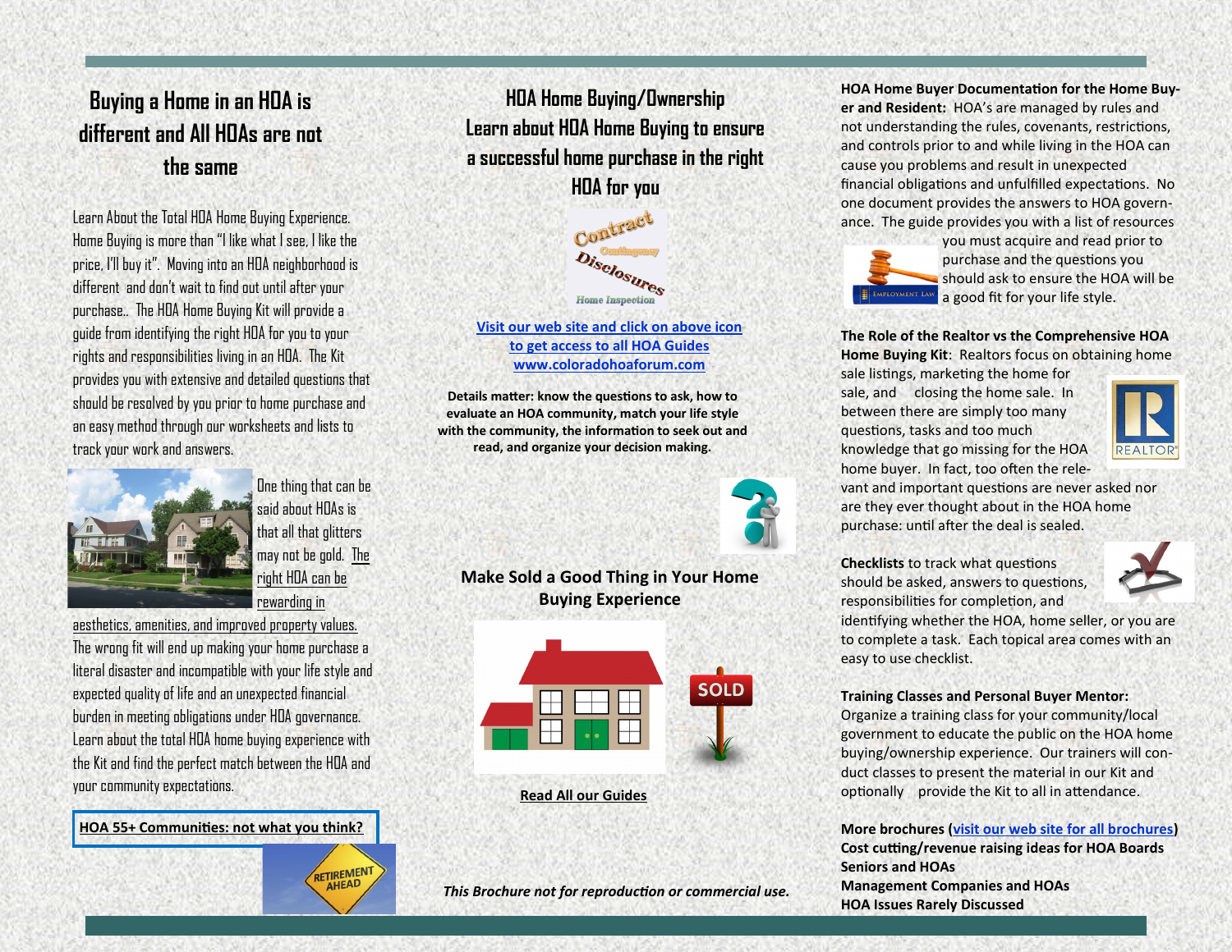## Buying a Home in an HOA is different and All HOAs are not the same

Learn About the Total HOA Home Buying Experience. Home Buying is more than "I like what I see, I like the price, I'll buy it". Moving into an HOA neighborhood is different and don't wait to find out until after your purchase.. The HOA Home Buying Kit will provide a guide from identifying the right HOA for you to your rights and responsibilities living in an HOA. The Kit provides you with extensive and detailed questions that should be resolved by you prior to home purchase and an easy method through our worksheets and lists to track your work and answers.

One thing that can be said about HOAs is that all that glitters may not be gold. The right HOA can be rewarding in aesthetics, amenities, and improved property values. The wrong fit will end up making your home purchase a literal disaster and incompatible with your life style and expected quality of life and an unexpected financial burden in meeting obligations under HOA governance. Learn about the total HOA home buying experience with the Kit and find the perfect match between the HOA and your community expectations.

**HOA 55+ Communities: not what you think?**

## HOA Home Buying/Ownership Learn about HOA Home Buying to ensure a successful home purchase in the right HOA for you

Visit our web site and click on above icon to get access to all HOA Guides
www.coloradohoaforum.com

**Details matter: know the questions to ask, how to evaluate an HOA community, match your life style with the community, the information to seek out and read, and organize your decision making.**

### Make Sold a Good Thing in Your Home Buying Experience

Read All our Guides

*This Brochure not for reproduction or commercial use.*

**HOA Home Buyer Documentation for the Home Buyer and Resident:** HOA's are managed by rules and not understanding the rules, covenants, restrictions, and controls prior to and while living in the HOA can cause you problems and result in unexpected financial obligations and unfulfilled expectations. No one document provides the answers to HOA governance. The guide provides you with a list of resources you must acquire and read prior to purchase and the questions you should ask to ensure the HOA will be a good fit for your life style.

**The Role of the Realtor vs the Comprehensive HOA Home Buying Kit**: Realtors focus on obtaining home sale listings, marketing the home for sale, and closing the home sale. In between there are simply too many questions, tasks and too much knowledge that go missing for the HOA home buyer. In fact, too often the relevant and important questions are never asked nor are they ever thought about in the HOA home purchase: until after the deal is sealed.

**Checklists** to track what questions should be asked, answers to questions, responsibilities for completion, and identifying whether the HOA, home seller, or you are to complete a task. Each topical area comes with an easy to use checklist.

**Training Classes and Personal Buyer Mentor:** Organize a training class for your community/local government to educate the public on the HOA home buying/ownership experience. Our trainers will conduct classes to present the material in our Kit and optionally provide the Kit to all in attendance.

**More brochures (visit our web site for all brochures)**
**Cost cutting/revenue raising ideas for HOA Boards**
**Seniors and HOAs**
**Management Companies and HOAs**
**HOA Issues Rarely Discussed**